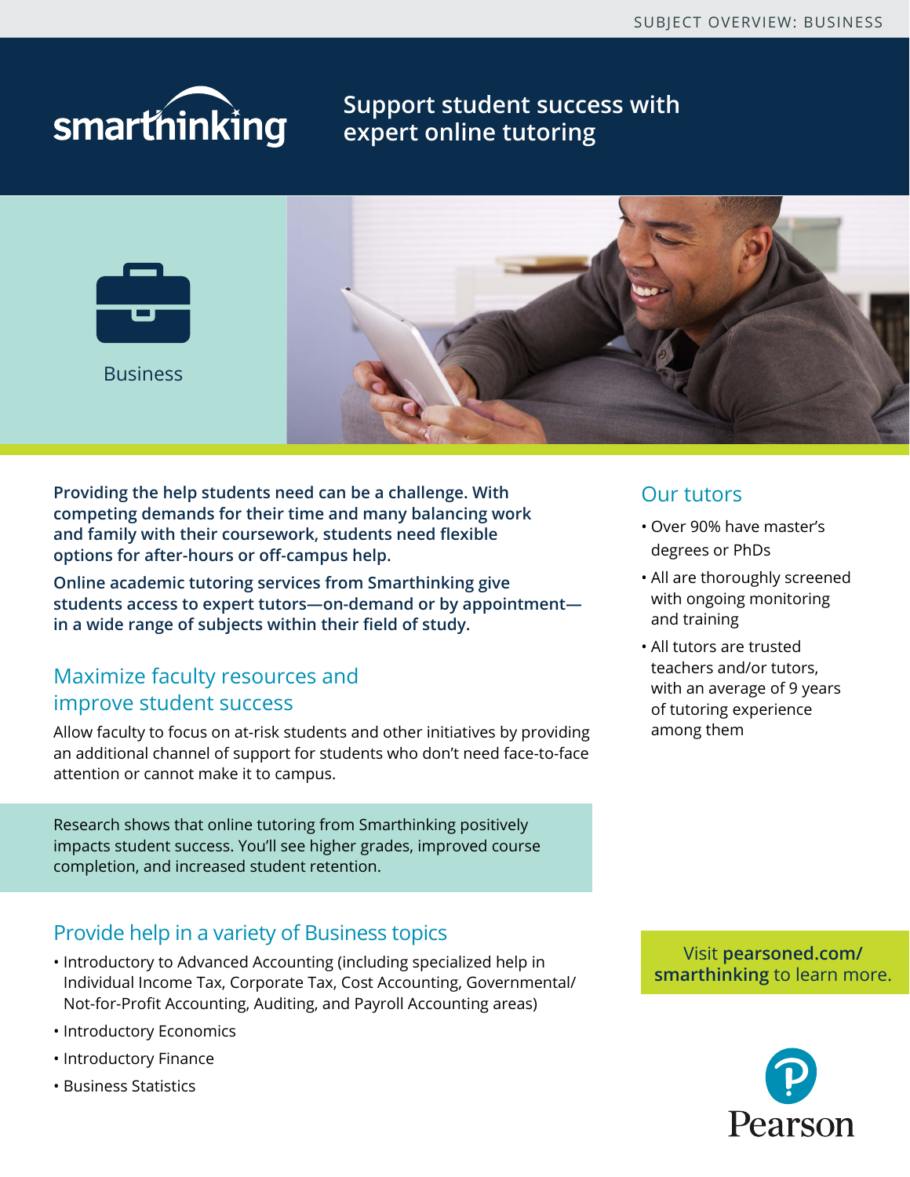SUBJECT OVERVIEW: BUSINESS

smarthinking

# Support student success with expert online tutoring

Business

**Providing the help students need can be a challenge. With competing demands for their time and many balancing work and family with their coursework, students need flexible options for after-hours or off-campus help.**

**Online academic tutoring services from Smarthinking give students access to expert tutors—on-demand or by appointment—in a wide range of subjects within their field of study.**

## Maximize faculty resources and improve student success

Allow faculty to focus on at-risk students and other initiatives by providing an additional channel of support for students who don't need face-to-face attention or cannot make it to campus.

Research shows that online tutoring from Smarthinking positively impacts student success. You'll see higher grades, improved course completion, and increased student retention.

## Provide help in a variety of Business topics

- Introductory to Advanced Accounting (including specialized help in Individual Income Tax, Corporate Tax, Cost Accounting, Governmental/Not-for-Profit Accounting, Auditing, and Payroll Accounting areas)
- Introductory Economics
- Introductory Finance
- Business Statistics

## Our tutors

- Over 90% have master's degrees or PhDs
- All are thoroughly screened with ongoing monitoring and training
- All tutors are trusted teachers and/or tutors, with an average of 9 years of tutoring experience among them

Visit **pearsoned.com/smarthinking** to learn more.

Pearson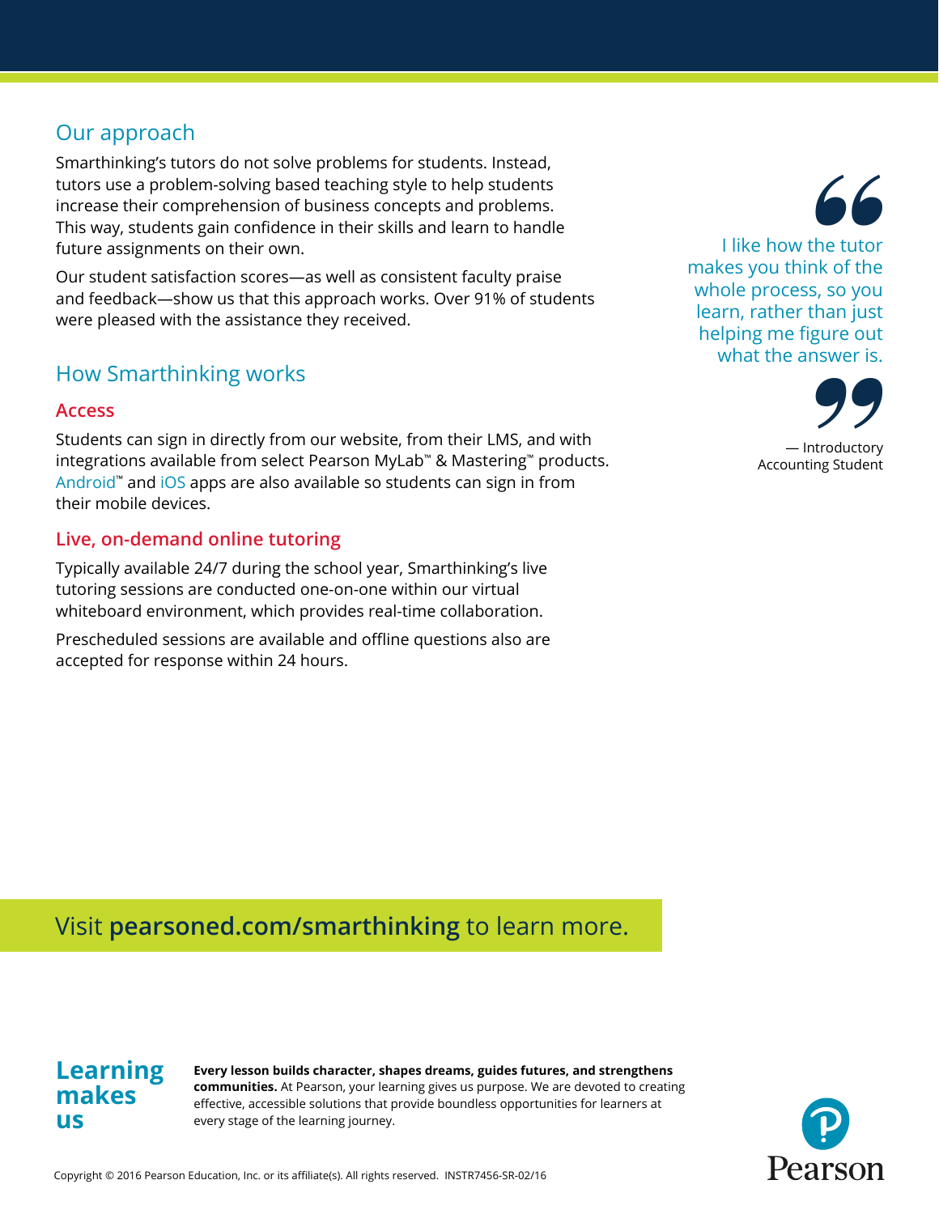## Our approach

Smarthinking's tutors do not solve problems for students. Instead, tutors use a problem-solving based teaching style to help students increase their comprehension of business concepts and problems. This way, students gain confidence in their skills and learn to handle future assignments on their own.

Our student satisfaction scores—as well as consistent faculty praise and feedback—show us that this approach works. Over 91% of students were pleased with the assistance they received.

> "I like how the tutor makes you think of the whole process, so you learn, rather than just helping me figure out what the answer is."
>
> — Introductory Accounting Student

## How Smarthinking works

### Access

Students can sign in directly from our website, from their LMS, and with integrations available from select Pearson MyLab™ & Mastering™ products. Android™ and iOS apps are also available so students can sign in from their mobile devices.

### Live, on-demand online tutoring

Typically available 24/7 during the school year, Smarthinking's live tutoring sessions are conducted one-on-one within our virtual whiteboard environment, which provides real-time collaboration.

Prescheduled sessions are available and offline questions also are accepted for response within 24 hours.

Visit **pearsoned.com/smarthinking** to learn more.

**Learning makes us**

**Every lesson builds character, shapes dreams, guides futures, and strengthens communities.** At Pearson, your learning gives us purpose. We are devoted to creating effective, accessible solutions that provide boundless opportunities for learners at every stage of the learning journey.

Pearson

Copyright © 2016 Pearson Education, Inc. or its affiliate(s). All rights reserved. INSTR7456-SR-02/16